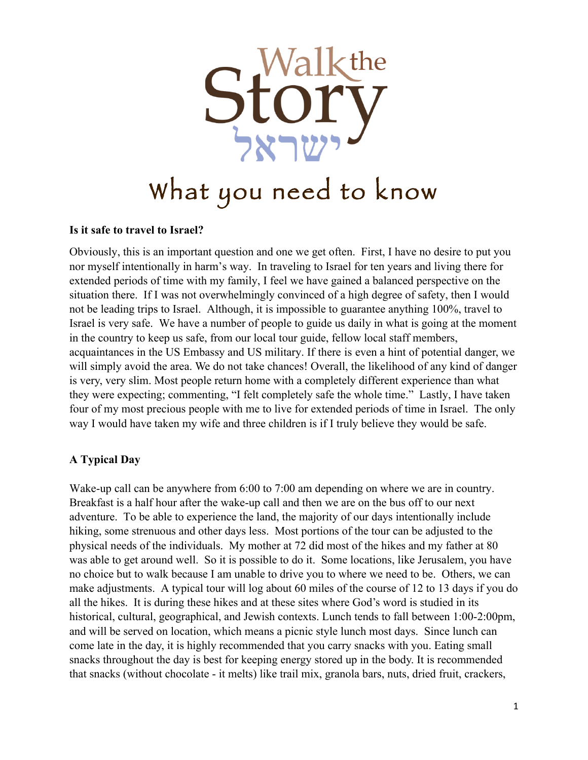# Walk the Story ישראל

# What you need to know

**Is it safe to travel to Israel?**

Obviously, this is an important question and one we get often. First, I have no desire to put you nor myself intentionally in harm's way. In traveling to Israel for ten years and living there for extended periods of time with my family, I feel we have gained a balanced perspective on the situation there. If I was not overwhelmingly convinced of a high degree of safety, then I would not be leading trips to Israel. Although, it is impossible to guarantee anything 100%, travel to Israel is very safe. We have a number of people to guide us daily in what is going at the moment in the country to keep us safe, from our local tour guide, fellow local staff members, acquaintances in the US Embassy and US military. If there is even a hint of potential danger, we will simply avoid the area. We do not take chances! Overall, the likelihood of any kind of danger is very, very slim. Most people return home with a completely different experience than what they were expecting; commenting, "I felt completely safe the whole time." Lastly, I have taken four of my most precious people with me to live for extended periods of time in Israel. The only way I would have taken my wife and three children is if I truly believe they would be safe.

**A Typical Day**

Wake-up call can be anywhere from 6:00 to 7:00 am depending on where we are in country. Breakfast is a half hour after the wake-up call and then we are on the bus off to our next adventure. To be able to experience the land, the majority of our days intentionally include hiking, some strenuous and other days less. Most portions of the tour can be adjusted to the physical needs of the individuals. My mother at 72 did most of the hikes and my father at 80 was able to get around well. So it is possible to do it. Some locations, like Jerusalem, you have no choice but to walk because I am unable to drive you to where we need to be. Others, we can make adjustments. A typical tour will log about 60 miles of the course of 12 to 13 days if you do all the hikes. It is during these hikes and at these sites where God's word is studied in its historical, cultural, geographical, and Jewish contexts. Lunch tends to fall between 1:00-2:00pm, and will be served on location, which means a picnic style lunch most days. Since lunch can come late in the day, it is highly recommended that you carry snacks with you. Eating small snacks throughout the day is best for keeping energy stored up in the body. It is recommended that snacks (without chocolate - it melts) like trail mix, granola bars, nuts, dried fruit, crackers,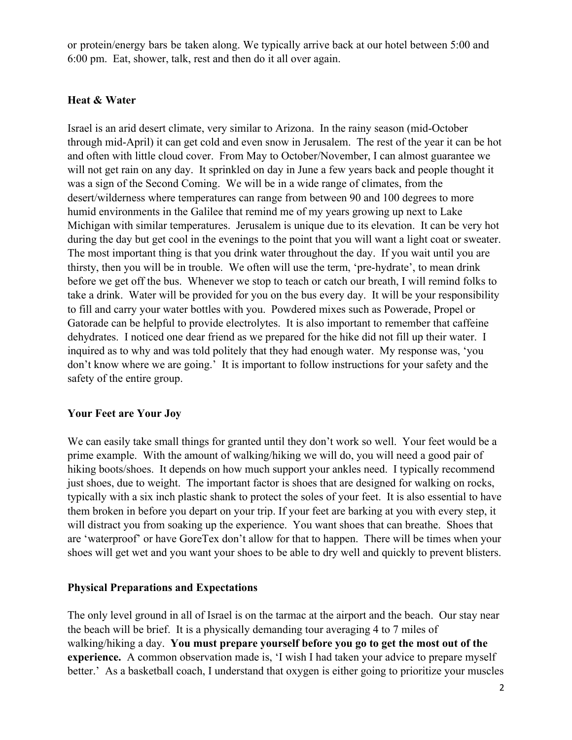or protein/energy bars be taken along. We typically arrive back at our hotel between 5:00 and 6:00 pm. Eat, shower, talk, rest and then do it all over again.

### Heat & Water

Israel is an arid desert climate, very similar to Arizona. In the rainy season (mid-October through mid-April) it can get cold and even snow in Jerusalem. The rest of the year it can be hot and often with little cloud cover. From May to October/November, I can almost guarantee we will not get rain on any day. It sprinkled on day in June a few years back and people thought it was a sign of the Second Coming. We will be in a wide range of climates, from the desert/wilderness where temperatures can range from between 90 and 100 degrees to more humid environments in the Galilee that remind me of my years growing up next to Lake Michigan with similar temperatures. Jerusalem is unique due to its elevation. It can be very hot during the day but get cool in the evenings to the point that you will want a light coat or sweater. The most important thing is that you drink water throughout the day. If you wait until you are thirsty, then you will be in trouble. We often will use the term, 'pre-hydrate', to mean drink before we get off the bus. Whenever we stop to teach or catch our breath, I will remind folks to take a drink. Water will be provided for you on the bus every day. It will be your responsibility to fill and carry your water bottles with you. Powdered mixes such as Powerade, Propel or Gatorade can be helpful to provide electrolytes. It is also important to remember that caffeine dehydrates. I noticed one dear friend as we prepared for the hike did not fill up their water. I inquired as to why and was told politely that they had enough water. My response was, 'you don't know where we are going.' It is important to follow instructions for your safety and the safety of the entire group.

### Your Feet are Your Joy

We can easily take small things for granted until they don't work so well. Your feet would be a prime example. With the amount of walking/hiking we will do, you will need a good pair of hiking boots/shoes. It depends on how much support your ankles need. I typically recommend just shoes, due to weight. The important factor is shoes that are designed for walking on rocks, typically with a six inch plastic shank to protect the soles of your feet. It is also essential to have them broken in before you depart on your trip. If your feet are barking at you with every step, it will distract you from soaking up the experience. You want shoes that can breathe. Shoes that are 'waterproof' or have GoreTex don't allow for that to happen. There will be times when your shoes will get wet and you want your shoes to be able to dry well and quickly to prevent blisters.

### Physical Preparations and Expectations

The only level ground in all of Israel is on the tarmac at the airport and the beach. Our stay near the beach will be brief. It is a physically demanding tour averaging 4 to 7 miles of walking/hiking a day. **You must prepare yourself before you go to get the most out of the experience.** A common observation made is, 'I wish I had taken your advice to prepare myself better.' As a basketball coach, I understand that oxygen is either going to prioritize your muscles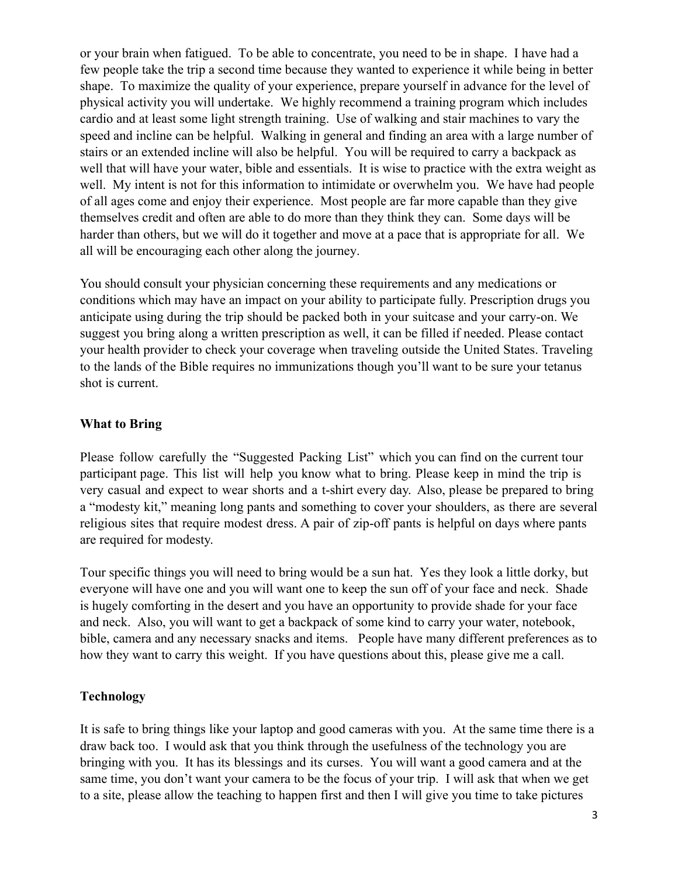or your brain when fatigued. To be able to concentrate, you need to be in shape. I have had a few people take the trip a second time because they wanted to experience it while being in better shape. To maximize the quality of your experience, prepare yourself in advance for the level of physical activity you will undertake. We highly recommend a training program which includes cardio and at least some light strength training. Use of walking and stair machines to vary the speed and incline can be helpful. Walking in general and finding an area with a large number of stairs or an extended incline will also be helpful. You will be required to carry a backpack as well that will have your water, bible and essentials. It is wise to practice with the extra weight as well. My intent is not for this information to intimidate or overwhelm you. We have had people of all ages come and enjoy their experience. Most people are far more capable than they give themselves credit and often are able to do more than they think they can. Some days will be harder than others, but we will do it together and move at a pace that is appropriate for all. We all will be encouraging each other along the journey.

You should consult your physician concerning these requirements and any medications or conditions which may have an impact on your ability to participate fully. Prescription drugs you anticipate using during the trip should be packed both in your suitcase and your carry-on. We suggest you bring along a written prescription as well, it can be filled if needed. Please contact your health provider to check your coverage when traveling outside the United States. Traveling to the lands of the Bible requires no immunizations though you'll want to be sure your tetanus shot is current.

## What to Bring

Please follow carefully the "Suggested Packing List" which you can find on the current tour participant page. This list will help you know what to bring. Please keep in mind the trip is very casual and expect to wear shorts and a t-shirt every day. Also, please be prepared to bring a "modesty kit," meaning long pants and something to cover your shoulders, as there are several religious sites that require modest dress. A pair of zip-off pants is helpful on days where pants are required for modesty.

Tour specific things you will need to bring would be a sun hat. Yes they look a little dorky, but everyone will have one and you will want one to keep the sun off of your face and neck. Shade is hugely comforting in the desert and you have an opportunity to provide shade for your face and neck. Also, you will want to get a backpack of some kind to carry your water, notebook, bible, camera and any necessary snacks and items. People have many different preferences as to how they want to carry this weight. If you have questions about this, please give me a call.

## Technology

It is safe to bring things like your laptop and good cameras with you. At the same time there is a draw back too. I would ask that you think through the usefulness of the technology you are bringing with you. It has its blessings and its curses. You will want a good camera and at the same time, you don't want your camera to be the focus of your trip. I will ask that when we get to a site, please allow the teaching to happen first and then I will give you time to take pictures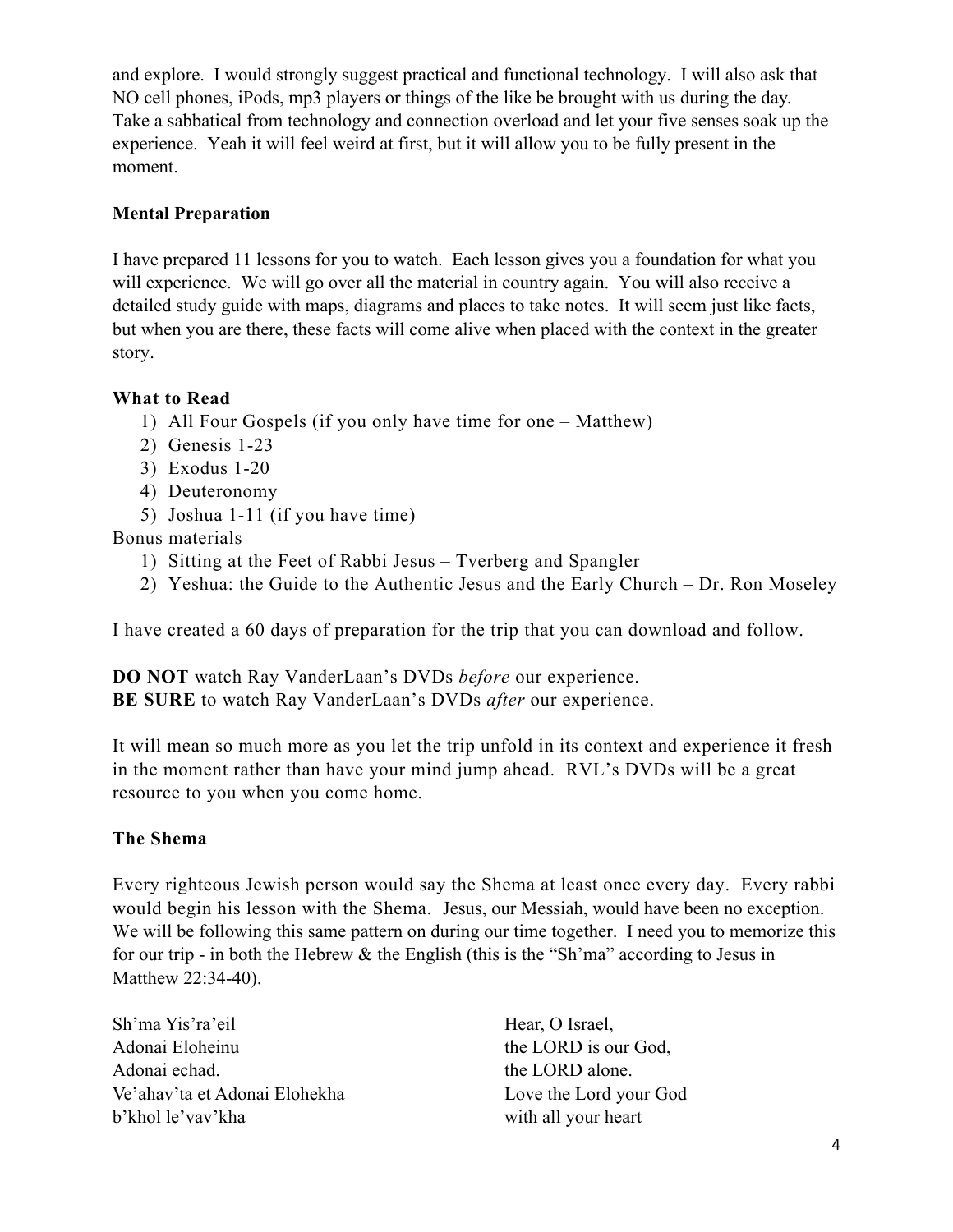and explore. I would strongly suggest practical and functional technology. I will also ask that NO cell phones, iPods, mp3 players or things of the like be brought with us during the day. Take a sabbatical from technology and connection overload and let your five senses soak up the experience. Yeah it will feel weird at first, but it will allow you to be fully present in the moment.

**Mental Preparation**

I have prepared 11 lessons for you to watch. Each lesson gives you a foundation for what you will experience. We will go over all the material in country again. You will also receive a detailed study guide with maps, diagrams and places to take notes. It will seem just like facts, but when you are there, these facts will come alive when placed with the context in the greater story.

**What to Read**

1) All Four Gospels (if you only have time for one – Matthew)
2) Genesis 1-23
3) Exodus 1-20
4) Deuteronomy
5) Joshua 1-11 (if you have time)

Bonus materials

1) Sitting at the Feet of Rabbi Jesus – Tverberg and Spangler
2) Yeshua: the Guide to the Authentic Jesus and the Early Church – Dr. Ron Moseley

I have created a 60 days of preparation for the trip that you can download and follow.

**DO NOT** watch Ray VanderLaan's DVDs *before* our experience.
**BE SURE** to watch Ray VanderLaan's DVDs *after* our experience.

It will mean so much more as you let the trip unfold in its context and experience it fresh in the moment rather than have your mind jump ahead. RVL's DVDs will be a great resource to you when you come home.

**The Shema**

Every righteous Jewish person would say the Shema at least once every day. Every rabbi would begin his lesson with the Shema. Jesus, our Messiah, would have been no exception. We will be following this same pattern on during our time together. I need you to memorize this for our trip - in both the Hebrew & the English (this is the "Sh'ma" according to Jesus in Matthew 22:34-40).

| | |
|---|---|
| Sh'ma Yis'ra'eil | Hear, O Israel, |
| Adonai Eloheinu | the LORD is our God, |
| Adonai echad. | the LORD alone. |
| Ve'ahav'ta et Adonai Elohekha | Love the Lord your God |
| b'khol le'vav'kha | with all your heart |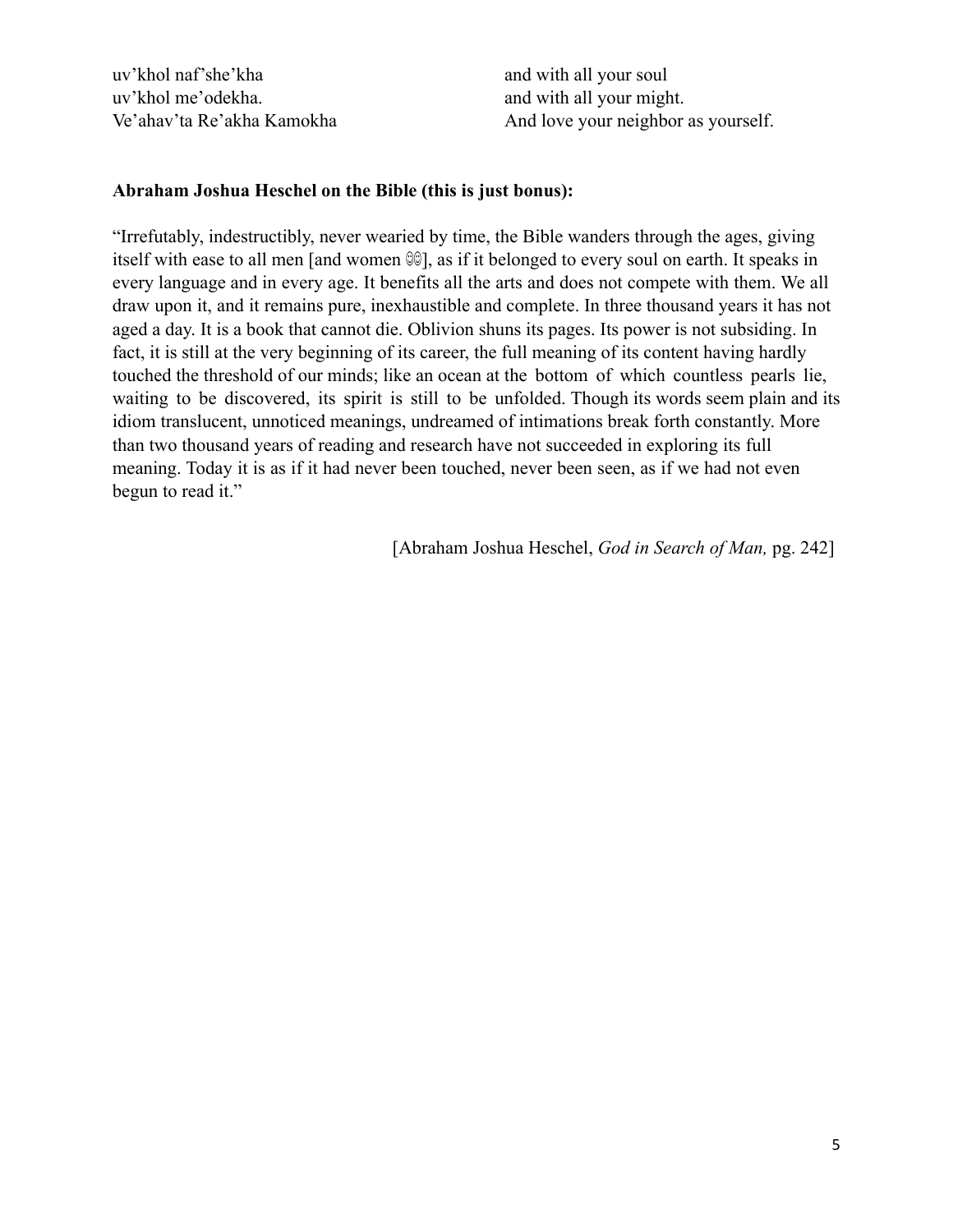| | |
|---|---|
| uv'khol naf'she'kha | and with all your soul |
| uv'khol me'odekha. | and with all your might. |
| Ve'ahav'ta Re'akha Kamokha | And love your neighbor as yourself. |

**Abraham Joshua Heschel on the Bible (this is just bonus):**

"Irrefutably, indestructibly, never wearied by time, the Bible wanders through the ages, giving itself with ease to all men [and women ☺☺], as if it belonged to every soul on earth. It speaks in every language and in every age. It benefits all the arts and does not compete with them. We all draw upon it, and it remains pure, inexhaustible and complete. In three thousand years it has not aged a day. It is a book that cannot die. Oblivion shuns its pages. Its power is not subsiding. In fact, it is still at the very beginning of its career, the full meaning of its content having hardly touched the threshold of our minds; like an ocean at the bottom of which countless pearls lie, waiting to be discovered, its spirit is still to be unfolded. Though its words seem plain and its idiom translucent, unnoticed meanings, undreamed of intimations break forth constantly. More than two thousand years of reading and research have not succeeded in exploring its full meaning. Today it is as if it had never been touched, never been seen, as if we had not even begun to read it."

[Abraham Joshua Heschel, *God in Search of Man,* pg. 242]